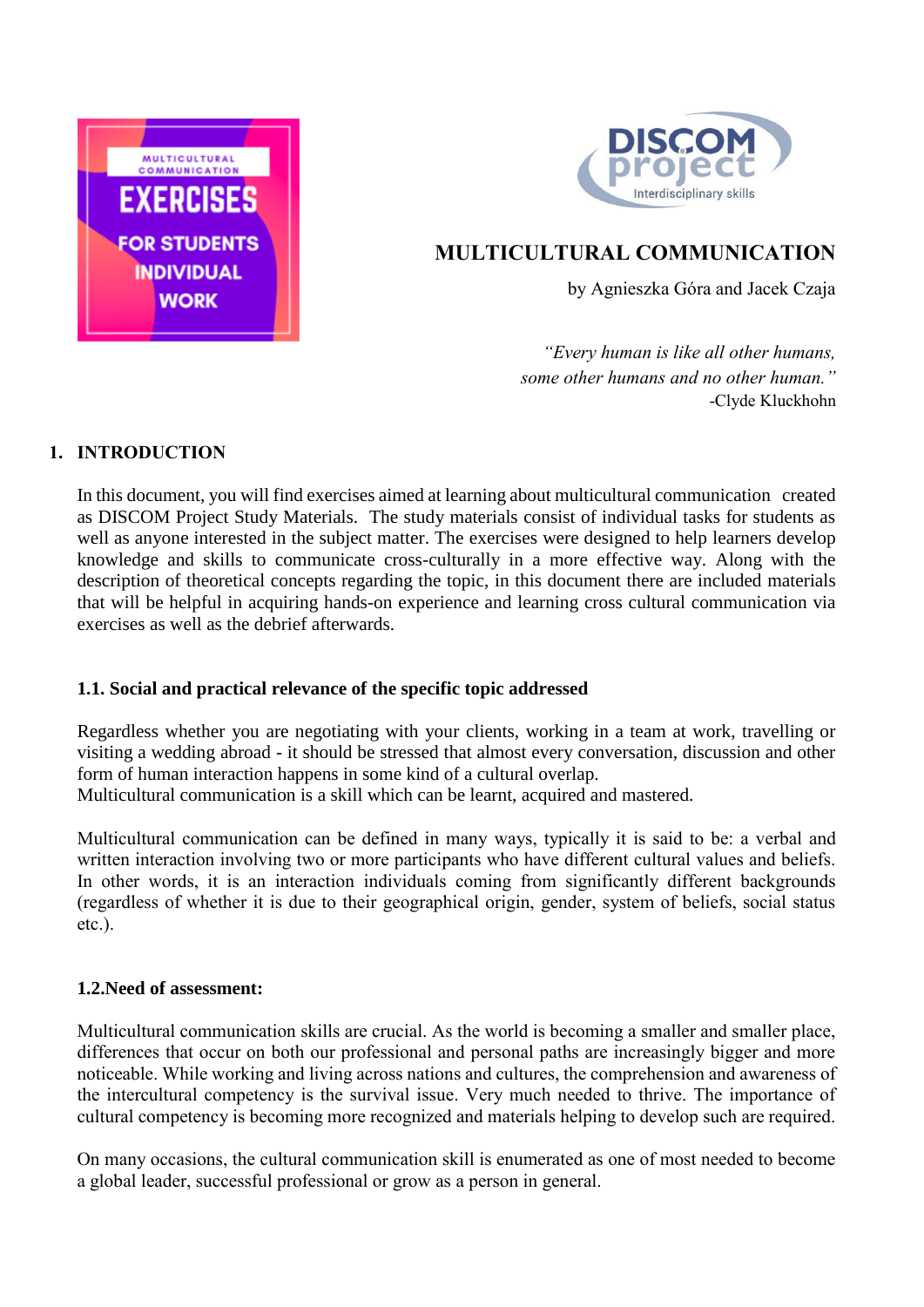MULTICULTURAL COMMUNICATION EXERCISES FOR STUDENTS INDIVIDUAL WORK

DISCOM project Interdisciplinary skills

# MULTICULTURAL COMMUNICATION

by Agnieszka Góra and Jacek Czaja

*"Every human is like all other humans, some other humans and no other human."*
-Clyde Kluckhohn

## 1. INTRODUCTION

In this document, you will find exercises aimed at learning about multicultural communication created as DISCOM Project Study Materials. The study materials consist of individual tasks for students as well as anyone interested in the subject matter. The exercises were designed to help learners develop knowledge and skills to communicate cross-culturally in a more effective way. Along with the description of theoretical concepts regarding the topic, in this document there are included materials that will be helpful in acquiring hands-on experience and learning cross cultural communication via exercises as well as the debrief afterwards.

### 1.1. Social and practical relevance of the specific topic addressed

Regardless whether you are negotiating with your clients, working in a team at work, travelling or visiting a wedding abroad - it should be stressed that almost every conversation, discussion and other form of human interaction happens in some kind of a cultural overlap.
Multicultural communication is a skill which can be learnt, acquired and mastered.

Multicultural communication can be defined in many ways, typically it is said to be: a verbal and written interaction involving two or more participants who have different cultural values and beliefs. In other words, it is an interaction individuals coming from significantly different backgrounds (regardless of whether it is due to their geographical origin, gender, system of beliefs, social status etc.).

### 1.2.Need of assessment:

Multicultural communication skills are crucial. As the world is becoming a smaller and smaller place, differences that occur on both our professional and personal paths are increasingly bigger and more noticeable. While working and living across nations and cultures, the comprehension and awareness of the intercultural competency is the survival issue. Very much needed to thrive. The importance of cultural competency is becoming more recognized and materials helping to develop such are required.

On many occasions, the cultural communication skill is enumerated as one of most needed to become a global leader, successful professional or grow as a person in general.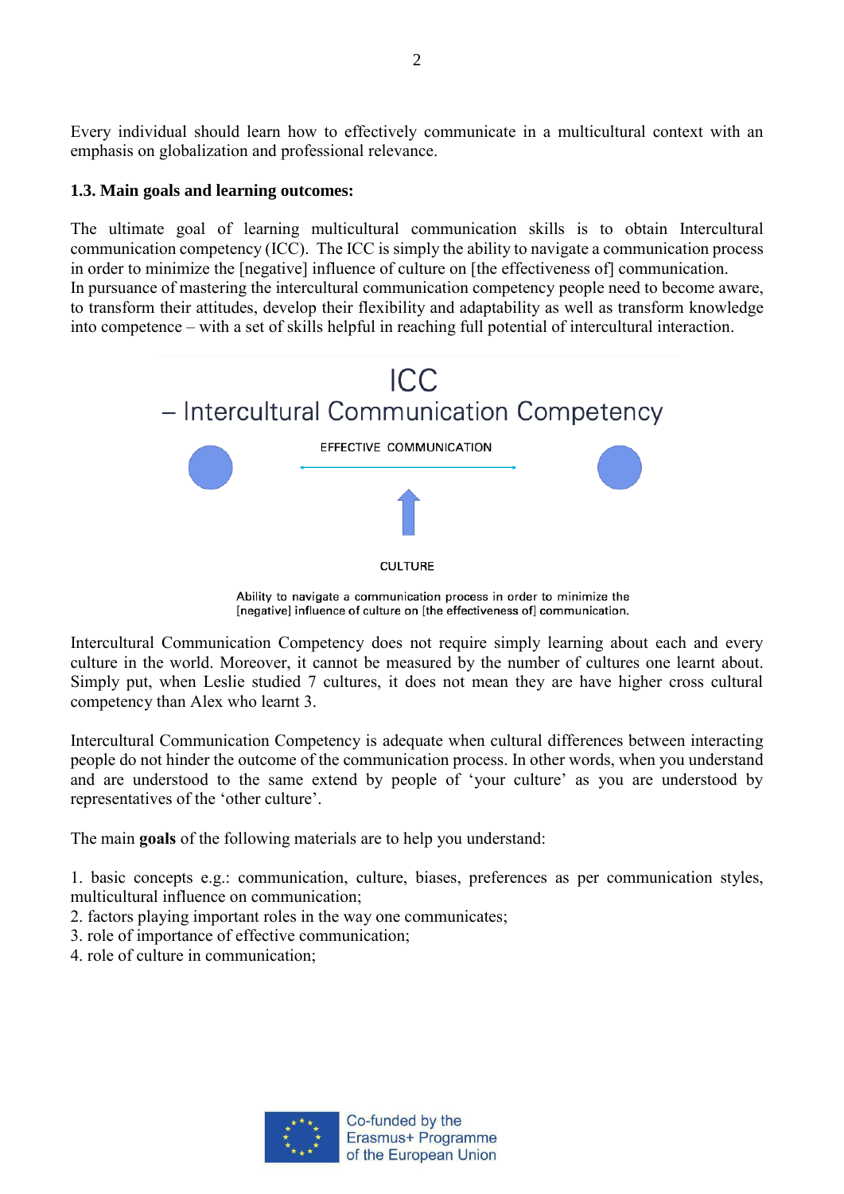Every individual should learn how to effectively communicate in a multicultural context with an emphasis on globalization and professional relevance.

### 1.3. Main goals and learning outcomes:

The ultimate goal of learning multicultural communication skills is to obtain Intercultural communication competency (ICC). The ICC is simply the ability to navigate a communication process in order to minimize the [negative] influence of culture on [the effectiveness of] communication.
In pursuance of mastering the intercultural communication competency people need to become aware, to transform their attitudes, develop their flexibility and adaptability as well as transform knowledge into competence – with a set of skills helpful in reaching full potential of intercultural interaction.

ICC
– Intercultural Communication Competency

EFFECTIVE COMMUNICATION

CULTURE

Ability to navigate a communication process in order to minimize the [negative] influence of culture on [the effectiveness of] communication.

Intercultural Communication Competency does not require simply learning about each and every culture in the world. Moreover, it cannot be measured by the number of cultures one learnt about. Simply put, when Leslie studied 7 cultures, it does not mean they are have higher cross cultural competency than Alex who learnt 3.

Intercultural Communication Competency is adequate when cultural differences between interacting people do not hinder the outcome of the communication process. In other words, when you understand and are understood to the same extend by people of 'your culture' as you are understood by representatives of the 'other culture'.

The main **goals** of the following materials are to help you understand:

1. basic concepts e.g.: communication, culture, biases, preferences as per communication styles, multicultural influence on communication;
2. factors playing important roles in the way one communicates;
3. role of importance of effective communication;
4. role of culture in communication;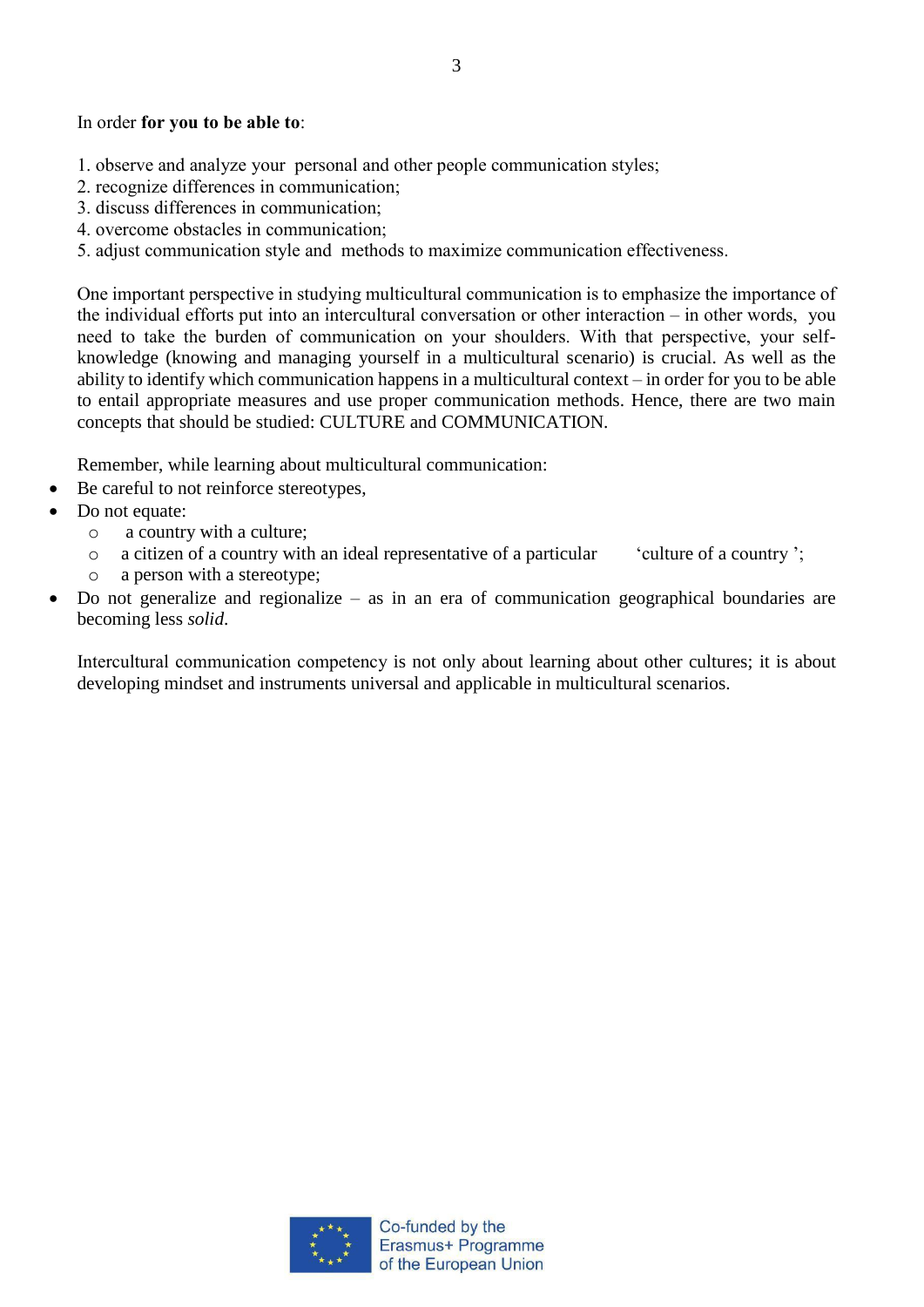In order **for you to be able to**:

1. observe and analyze your personal and other people communication styles;
2. recognize differences in communication;
3. discuss differences in communication;
4. overcome obstacles in communication;
5. adjust communication style and methods to maximize communication effectiveness.

One important perspective in studying multicultural communication is to emphasize the importance of the individual efforts put into an intercultural conversation or other interaction – in other words, you need to take the burden of communication on your shoulders. With that perspective, your self-knowledge (knowing and managing yourself in a multicultural scenario) is crucial. As well as the ability to identify which communication happens in a multicultural context – in order for you to be able to entail appropriate measures and use proper communication methods. Hence, there are two main concepts that should be studied: CULTURE and COMMUNICATION.

Remember, while learning about multicultural communication:

- Be careful to not reinforce stereotypes,
- Do not equate:
  - a country with a culture;
  - a citizen of a country with an ideal representative of a particular 'culture of a country ';
  - a person with a stereotype;
- Do not generalize and regionalize – as in an era of communication geographical boundaries are becoming less *solid*.

Intercultural communication competency is not only about learning about other cultures; it is about developing mindset and instruments universal and applicable in multicultural scenarios.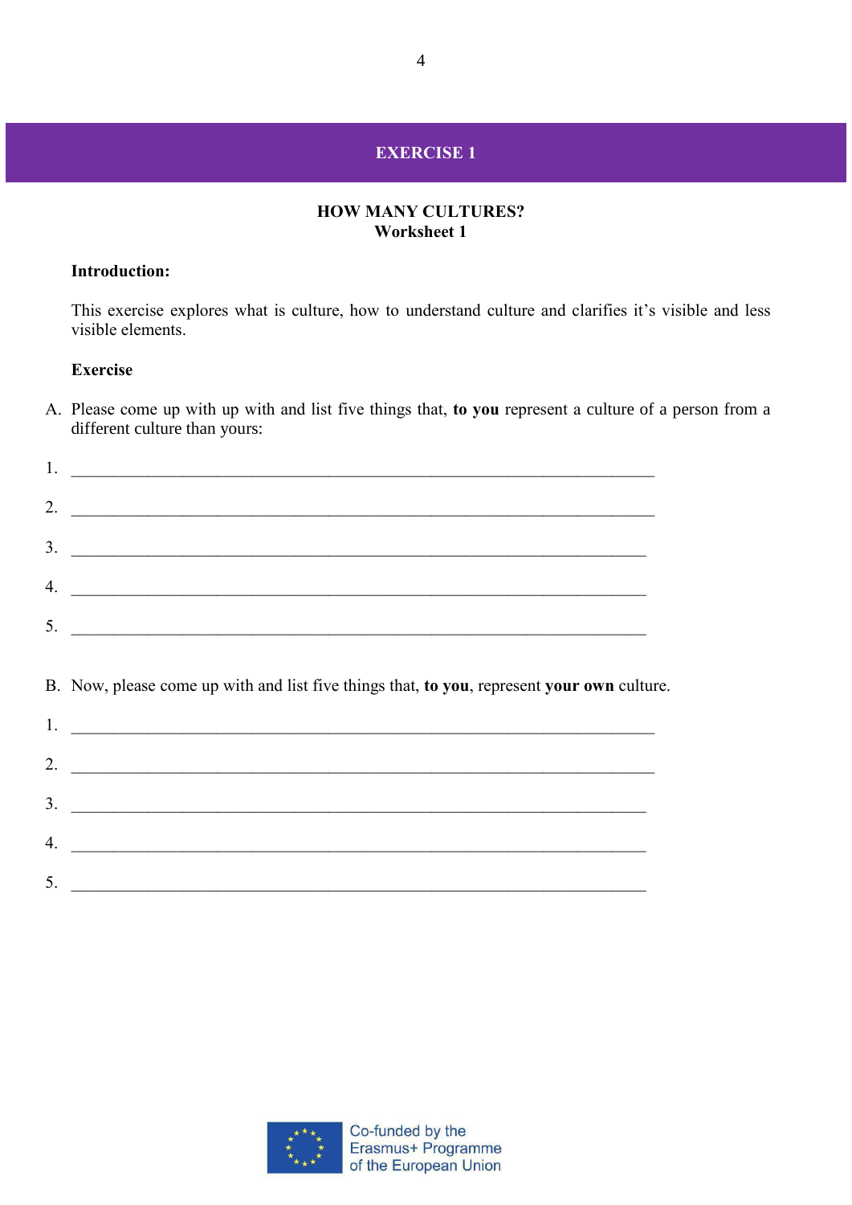## EXERCISE 1

### HOW MANY CULTURES?
**Worksheet 1**

**Introduction:**

This exercise explores what is culture, how to understand culture and clarifies it's visible and less visible elements.

**Exercise**

A. Please come up with up with and list five things that, **to you** represent a culture of a person from a different culture than yours:

1. ____________________________________________________________________
2. ____________________________________________________________________
3. ____________________________________________________________________
4. ____________________________________________________________________
5. ____________________________________________________________________

B. Now, please come up with and list five things that, **to you**, represent **your own** culture.

1. ____________________________________________________________________
2. ____________________________________________________________________
3. ____________________________________________________________________
4. ____________________________________________________________________
5. ____________________________________________________________________

Co-funded by the Erasmus+ Programme of the European Union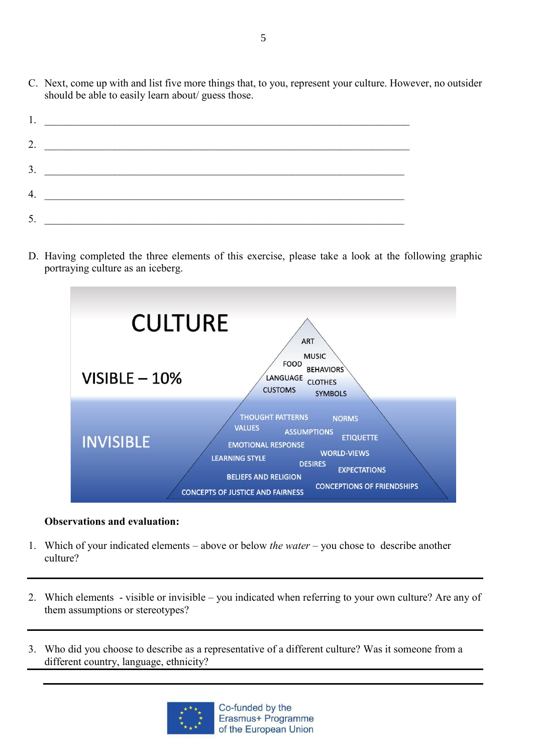C. Next, come up with and list five more things that, to you, represent your culture. However, no outsider should be able to easily learn about/ guess those.

1. ___________________________________________________________________
2. ___________________________________________________________________
3. ___________________________________________________________________
4. ___________________________________________________________________
5. ___________________________________________________________________

D. Having completed the three elements of this exercise, please take a look at the following graphic portraying culture as an iceberg.

CULTURE

VISIBLE – 10%

ART, MUSIC, FOOD, BEHAVIORS, LANGUAGE, CLOTHES, CUSTOMS, SYMBOLS

INVISIBLE

THOUGHT PATTERNS, NORMS, VALUES, ASSUMPTIONS, ETIQUETTE, EMOTIONAL RESPONSE, WORLD-VIEWS, LEARNING STYLE, DESIRES, EXPECTATIONS, BELIEFS AND RELIGION, CONCEPTIONS OF FRIENDSHIPS, CONCEPTS OF JUSTICE AND FAIRNESS

**Observations and evaluation:**

1. Which of your indicated elements – above or below *the water* – you chose to describe another culture?

---

2. Which elements - visible or invisible – you indicated when referring to your own culture? Are any of them assumptions or stereotypes?

---

3. Who did you choose to describe as a representative of a different culture? Was it someone from a different country, language, ethnicity?

---

Co-funded by the Erasmus+ Programme of the European Union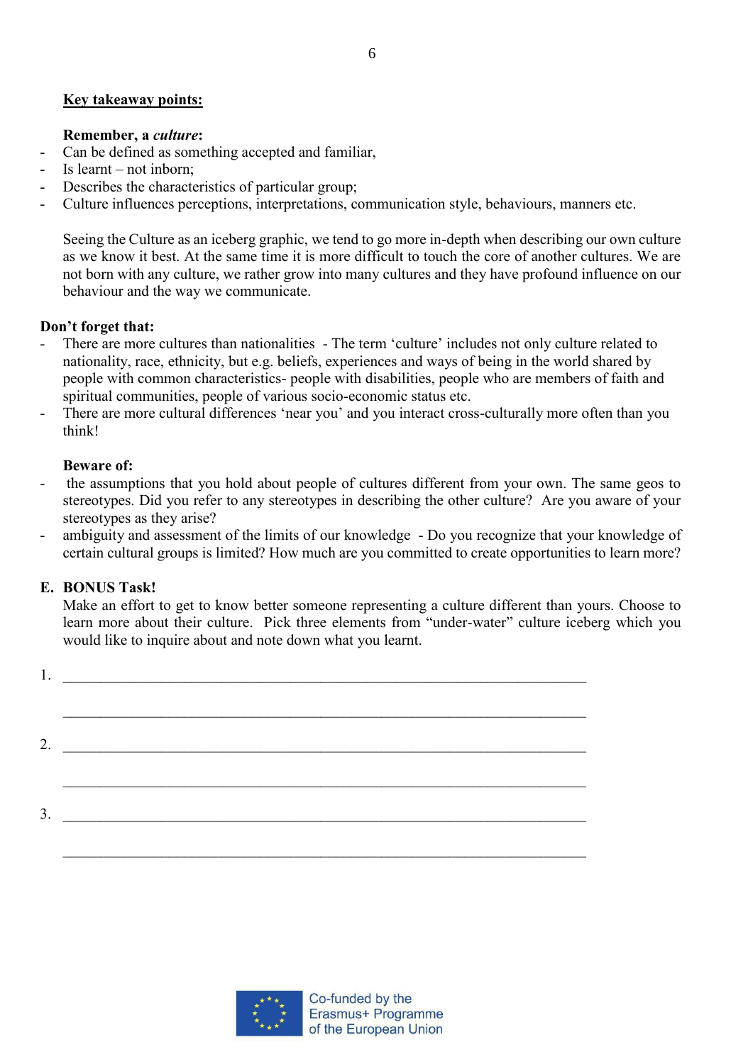**Key takeaway points:**

**Remember, a *culture*:**

- Can be defined as something accepted and familiar,
- Is learnt – not inborn;
- Describes the characteristics of particular group;
- Culture influences perceptions, interpretations, communication style, behaviours, manners etc.

Seeing the Culture as an iceberg graphic, we tend to go more in-depth when describing our own culture as we know it best. At the same time it is more difficult to touch the core of another cultures. We are not born with any culture, we rather grow into many cultures and they have profound influence on our behaviour and the way we communicate.

**Don't forget that:**

- There are more cultures than nationalities - The term 'culture' includes not only culture related to nationality, race, ethnicity, but e.g. beliefs, experiences and ways of being in the world shared by people with common characteristics- people with disabilities, people who are members of faith and spiritual communities, people of various socio-economic status etc.
- There are more cultural differences 'near you' and you interact cross-culturally more often than you think!

**Beware of:**

- the assumptions that you hold about people of cultures different from your own. The same geos to stereotypes. Did you refer to any stereotypes in describing the other culture? Are you aware of your stereotypes as they arise?
- ambiguity and assessment of the limits of our knowledge - Do you recognize that your knowledge of certain cultural groups is limited? How much are you committed to create opportunities to learn more?

**E. BONUS Task!**

Make an effort to get to know better someone representing a culture different than yours. Choose to learn more about their culture. Pick three elements from "under-water" culture iceberg which you would like to inquire about and note down what you learnt.

1. ____________________________________________________________

   ____________________________________________________________

2. ____________________________________________________________

   ____________________________________________________________

3. ____________________________________________________________

   ____________________________________________________________

Co-funded by the Erasmus+ Programme of the European Union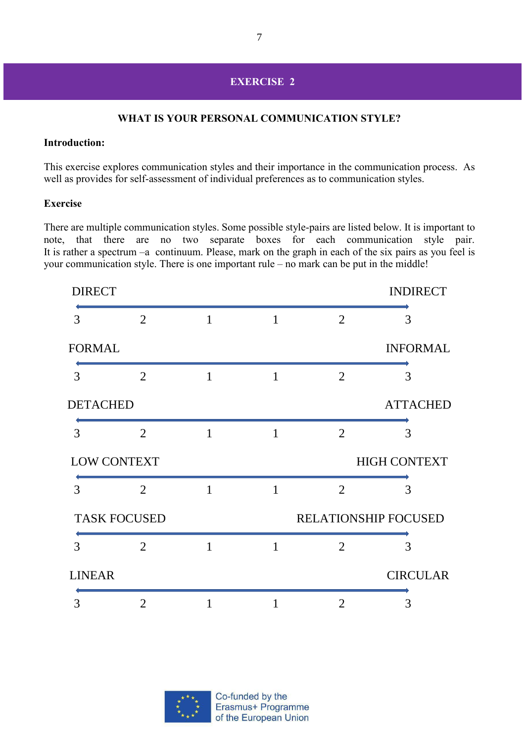## EXERCISE 2

### WHAT IS YOUR PERSONAL COMMUNICATION STYLE?

**Introduction:**

This exercise explores communication styles and their importance in the communication process. As well as provides for self-assessment of individual preferences as to communication styles.

**Exercise**

There are multiple communication styles. Some possible style-pairs are listed below. It is important to note, that there are no two separate boxes for each communication style pair. It is rather a spectrum –a continuum. Please, mark on the graph in each of the six pairs as you feel is your communication style. There is one important rule – no mark can be put in the middle!

DIRECT ←————————————————→ INDIRECT

3 2 1 1 2 3

FORMAL ←————————————————→ INFORMAL

3 2 1 1 2 3

DETACHED ←————————————————→ ATTACHED

3 2 1 1 2 3

LOW CONTEXT ←————————————————→ HIGH CONTEXT

3 2 1 1 2 3

TASK FOCUSED ←————————————————→ RELATIONSHIP FOCUSED

3 2 1 1 2 3

LINEAR ←————————————————→ CIRCULAR

3 2 1 1 2 3

Co-funded by the Erasmus+ Programme of the European Union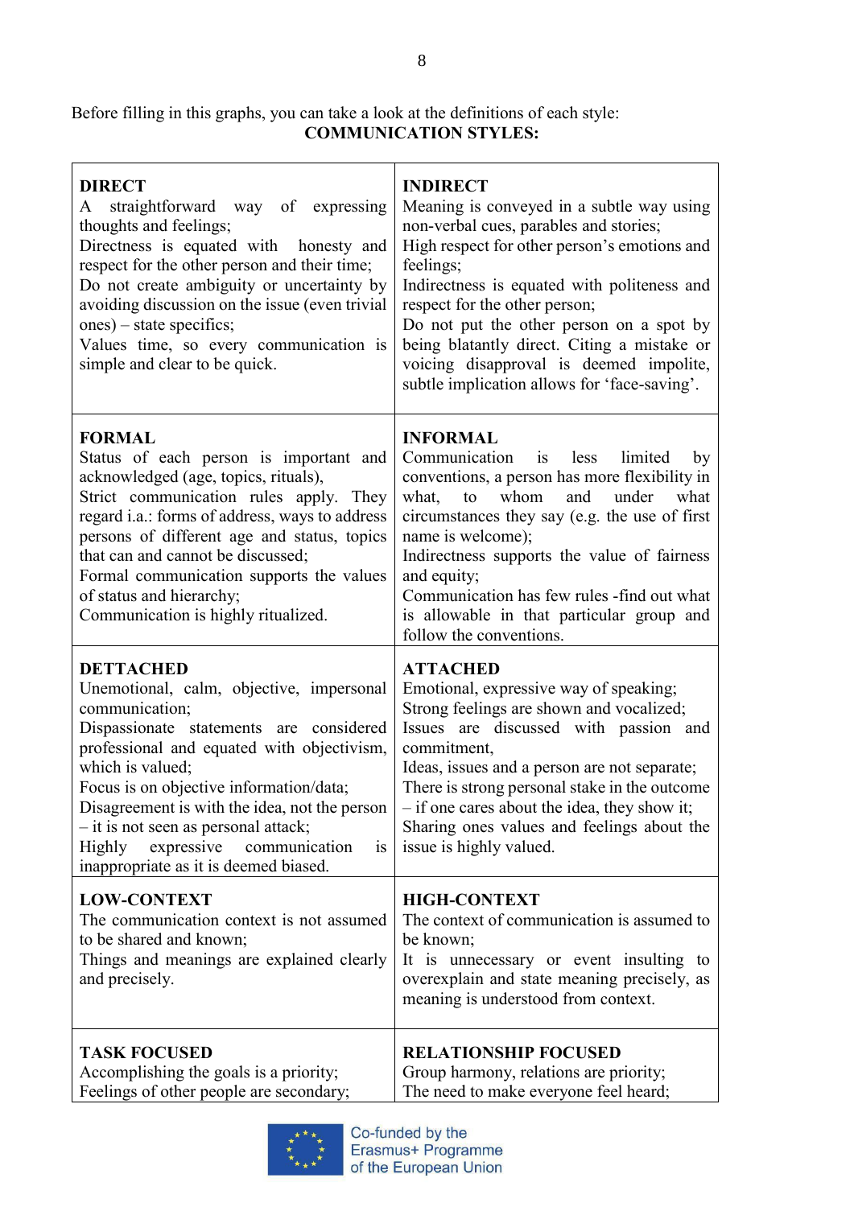Before filling in this graphs, you can take a look at the definitions of each style:

**COMMUNICATION STYLES:**

| | |
|---|---|
| **DIRECT**<br>A straightforward way of expressing thoughts and feelings;<br>Directness is equated with honesty and respect for the other person and their time;<br>Do not create ambiguity or uncertainty by avoiding discussion on the issue (even trivial ones) – state specifics;<br>Values time, so every communication is simple and clear to be quick. | **INDIRECT**<br>Meaning is conveyed in a subtle way using non-verbal cues, parables and stories;<br>High respect for other person's emotions and feelings;<br>Indirectness is equated with politeness and respect for the other person;<br>Do not put the other person on a spot by being blatantly direct. Citing a mistake or voicing disapproval is deemed impolite, subtle implication allows for 'face-saving'. |
| **FORMAL**<br>Status of each person is important and acknowledged (age, topics, rituals),<br>Strict communication rules apply. They regard i.a.: forms of address, ways to address persons of different age and status, topics that can and cannot be discussed;<br>Formal communication supports the values of status and hierarchy;<br>Communication is highly ritualized. | **INFORMAL**<br>Communication is less limited by conventions, a person has more flexibility in what, to whom and under what circumstances they say (e.g. the use of first name is welcome);<br>Indirectness supports the value of fairness and equity;<br>Communication has few rules -find out what is allowable in that particular group and follow the conventions. |
| **DETTACHED**<br>Unemotional, calm, objective, impersonal communication;<br>Dispassionate statements are considered professional and equated with objectivism, which is valued;<br>Focus is on objective information/data;<br>Disagreement is with the idea, not the person – it is not seen as personal attack;<br>Highly expressive communication is inappropriate as it is deemed biased. | **ATTACHED**<br>Emotional, expressive way of speaking;<br>Strong feelings are shown and vocalized;<br>Issues are discussed with passion and commitment,<br>Ideas, issues and a person are not separate;<br>There is strong personal stake in the outcome – if one cares about the idea, they show it;<br>Sharing ones values and feelings about the issue is highly valued. |
| **LOW-CONTEXT**<br>The communication context is not assumed to be shared and known;<br>Things and meanings are explained clearly and precisely. | **HIGH-CONTEXT**<br>The context of communication is assumed to be known;<br>It is unnecessary or event insulting to overexplain and state meaning precisely, as meaning is understood from context. |
| **TASK FOCUSED**<br>Accomplishing the goals is a priority;<br>Feelings of other people are secondary; | **RELATIONSHIP FOCUSED**<br>Group harmony, relations are priority;<br>The need to make everyone feel heard; |

Co-funded by the Erasmus+ Programme of the European Union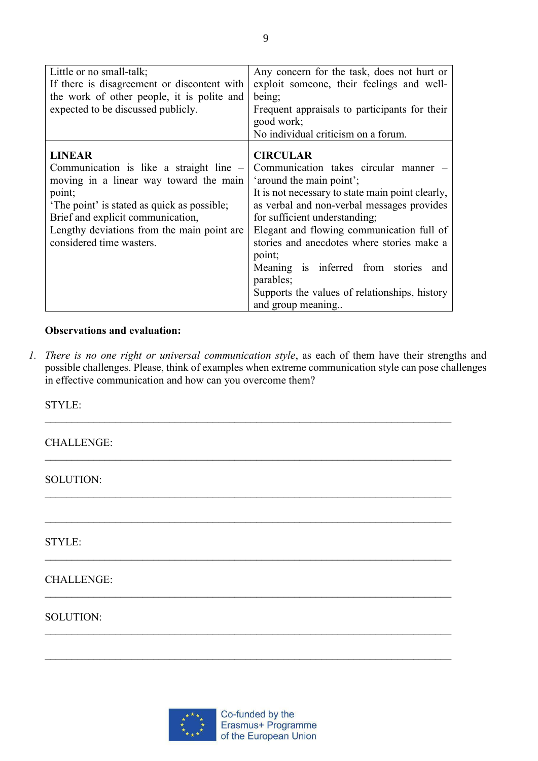| | |
|---|---|
| Little or no small-talk;<br>If there is disagreement or discontent with the work of other people, it is polite and expected to be discussed publicly. | Any concern for the task, does not hurt or exploit someone, their feelings and well-being;<br>Frequent appraisals to participants for their good work;<br>No individual criticism on a forum. |
| **LINEAR**<br>Communication is like a straight line – moving in a linear way toward the main point;<br>'The point' is stated as quick as possible;<br>Brief and explicit communication,<br>Lengthy deviations from the main point are considered time wasters. | **CIRCULAR**<br>Communication takes circular manner – 'around the main point';<br>It is not necessary to state main point clearly, as verbal and non-verbal messages provides for sufficient understanding;<br>Elegant and flowing communication full of stories and anecdotes where stories make a point;<br>Meaning is inferred from stories and parables;<br>Supports the values of relationships, history and group meaning.. |

**Observations and evaluation:**

1. *There is no one right or universal communication style*, as each of them have their strengths and possible challenges. Please, think of examples when extreme communication style can pose challenges in effective communication and how can you overcome them?

STYLE:

______________________________________________________________________

CHALLENGE:

______________________________________________________________________

SOLUTION:

______________________________________________________________________

______________________________________________________________________

STYLE:

______________________________________________________________________

CHALLENGE:

______________________________________________________________________

SOLUTION:

______________________________________________________________________

______________________________________________________________________

Co-funded by the Erasmus+ Programme of the European Union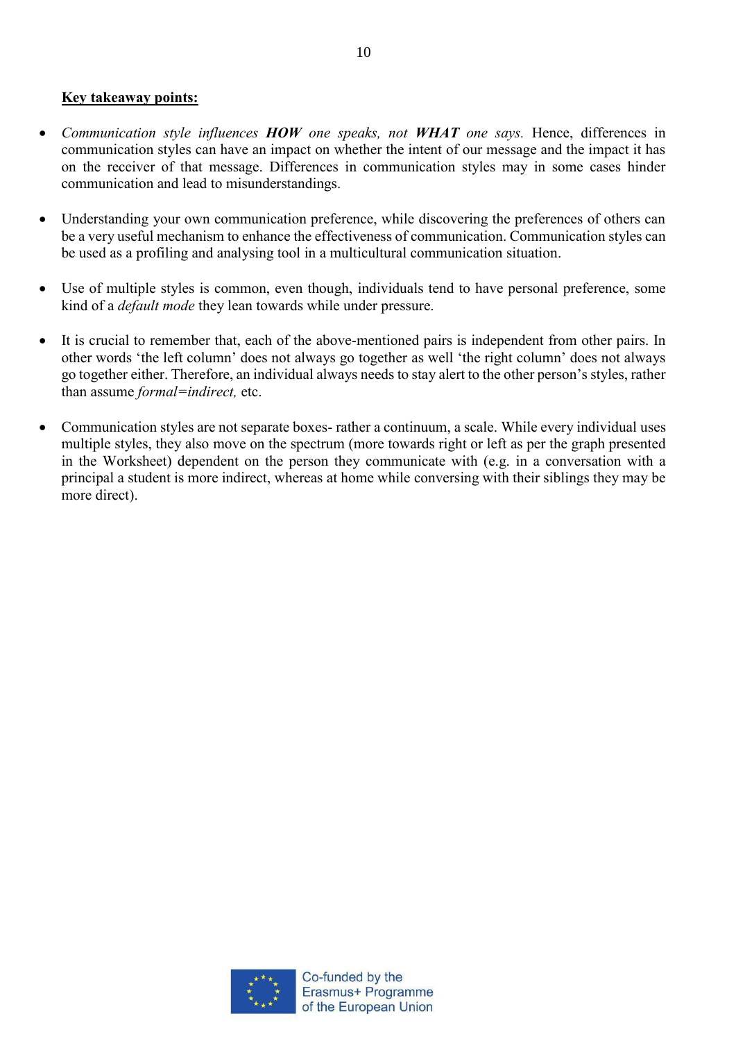**Key takeaway points:**

- *Communication style influences **HOW** one speaks, not **WHAT** one says.* Hence, differences in communication styles can have an impact on whether the intent of our message and the impact it has on the receiver of that message. Differences in communication styles may in some cases hinder communication and lead to misunderstandings.

- Understanding your own communication preference, while discovering the preferences of others can be a very useful mechanism to enhance the effectiveness of communication. Communication styles can be used as a profiling and analysing tool in a multicultural communication situation.

- Use of multiple styles is common, even though, individuals tend to have personal preference, some kind of a *default mode* they lean towards while under pressure.

- It is crucial to remember that, each of the above-mentioned pairs is independent from other pairs. In other words 'the left column' does not always go together as well 'the right column' does not always go together either. Therefore, an individual always needs to stay alert to the other person's styles, rather than assume *formal=indirect,* etc.

- Communication styles are not separate boxes- rather a continuum, a scale. While every individual uses multiple styles, they also move on the spectrum (more towards right or left as per the graph presented in the Worksheet) dependent on the person they communicate with (e.g. in a conversation with a principal a student is more indirect, whereas at home while conversing with their siblings they may be more direct).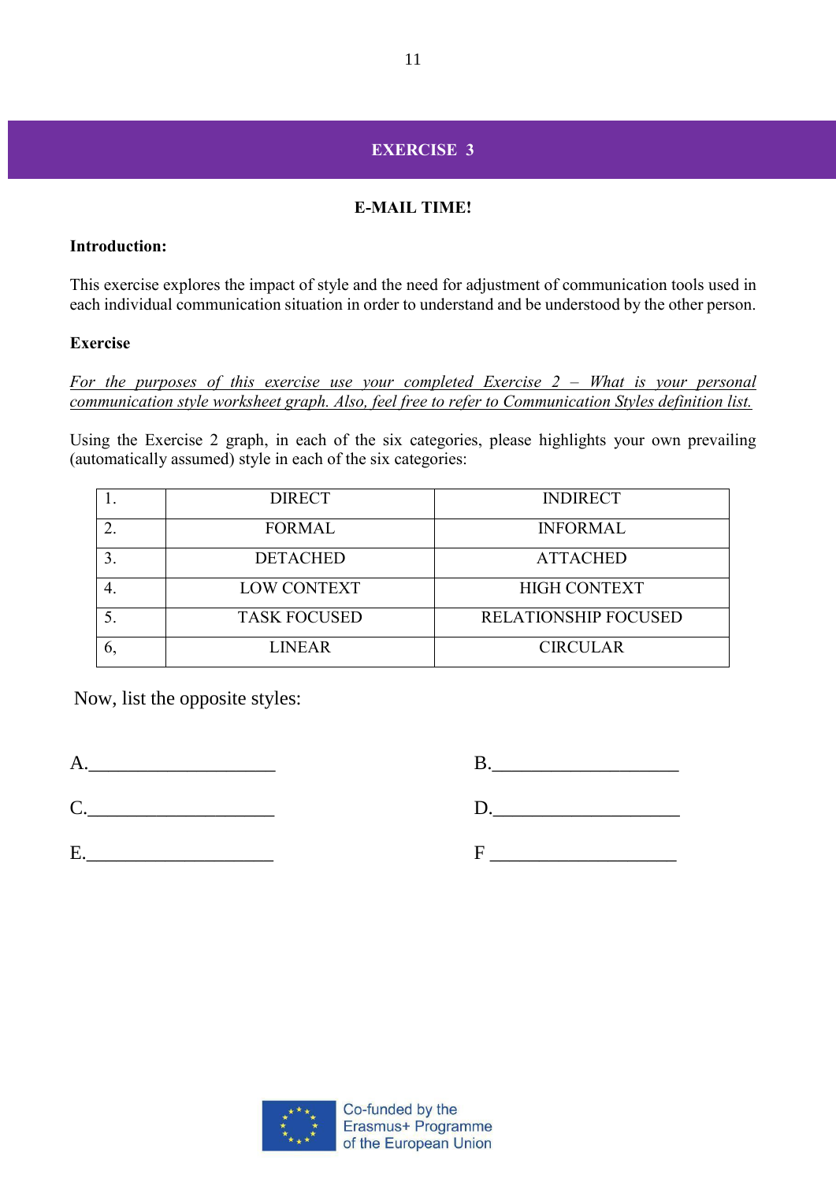## EXERCISE 3

### E-MAIL TIME!

**Introduction:**

This exercise explores the impact of style and the need for adjustment of communication tools used in each individual communication situation in order to understand and be understood by the other person.

**Exercise**

*For the purposes of this exercise use your completed Exercise 2 – What is your personal communication style worksheet graph. Also, feel free to refer to Communication Styles definition list.*

Using the Exercise 2 graph, in each of the six categories, please highlights your own prevailing (automatically assumed) style in each of the six categories:

| | | |
|---|---|---|
| 1. | DIRECT | INDIRECT |
| 2. | FORMAL | INFORMAL |
| 3. | DETACHED | ATTACHED |
| 4. | LOW CONTEXT | HIGH CONTEXT |
| 5. | TASK FOCUSED | RELATIONSHIP FOCUSED |
| 6, | LINEAR | CIRCULAR |

Now, list the opposite styles:

A.____________________ B.____________________

C.____________________ D.____________________

E.____________________ F ____________________

Co-funded by the Erasmus+ Programme of the European Union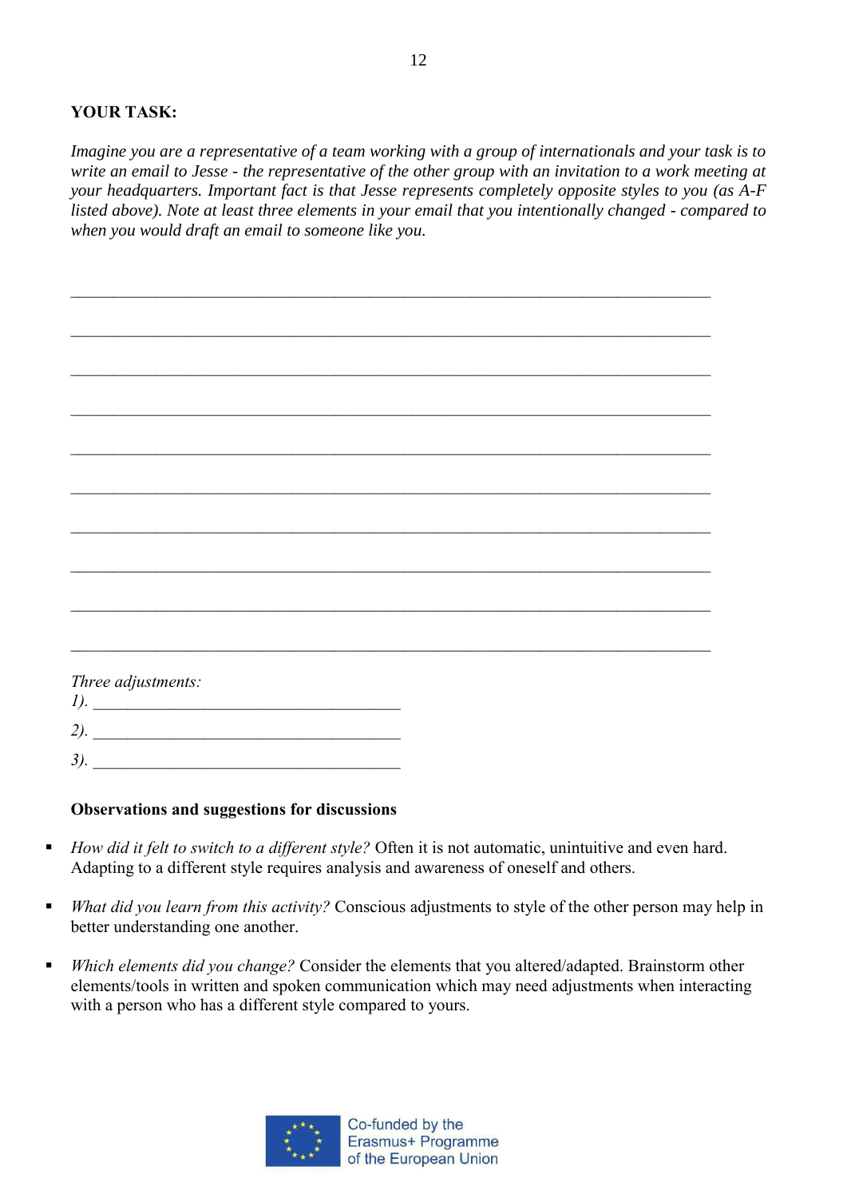**YOUR TASK:**

*Imagine you are a representative of a team working with a group of internationals and your task is to write an email to Jesse - the representative of the other group with an invitation to a work meeting at your headquarters. Important fact is that Jesse represents completely opposite styles to you (as A-F listed above). Note at least three elements in your email that you intentionally changed - compared to when you would draft an email to someone like you.*

______________________________________________________________________________

______________________________________________________________________________

______________________________________________________________________________

______________________________________________________________________________

______________________________________________________________________________

______________________________________________________________________________

______________________________________________________________________________

______________________________________________________________________________

______________________________________________________________________________

______________________________________________________________________________

*Three adjustments:*

*1).* ____________________________________

*2).* ____________________________________

*3).* ____________________________________

**Observations and suggestions for discussions**

- *How did it felt to switch to a different style?* Often it is not automatic, unintuitive and even hard. Adapting to a different style requires analysis and awareness of oneself and others.
- *What did you learn from this activity?* Conscious adjustments to style of the other person may help in better understanding one another.
- *Which elements did you change?* Consider the elements that you altered/adapted. Brainstorm other elements/tools in written and spoken communication which may need adjustments when interacting with a person who has a different style compared to yours.

Co-funded by the Erasmus+ Programme of the European Union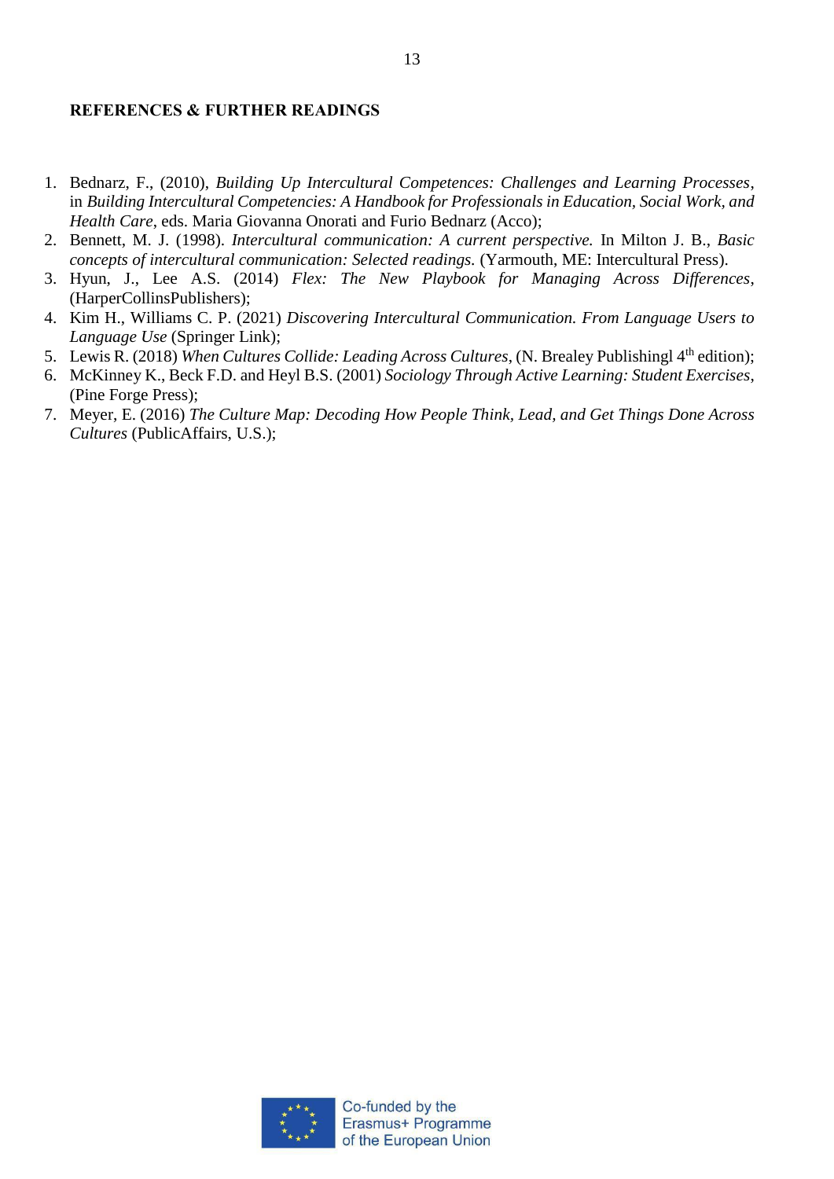**REFERENCES & FURTHER READINGS**

1. Bednarz, F., (2010), *Building Up Intercultural Competences: Challenges and Learning Processes*, in *Building Intercultural Competencies: A Handbook for Professionals in Education, Social Work, and Health Care*, eds. Maria Giovanna Onorati and Furio Bednarz (Acco);
2. Bennett, M. J. (1998). *Intercultural communication: A current perspective.* In Milton J. B., *Basic concepts of intercultural communication: Selected readings.* (Yarmouth, ME: Intercultural Press).
3. Hyun, J., Lee A.S. (2014) *Flex: The New Playbook for Managing Across Differences*, (HarperCollinsPublishers);
4. Kim H., Williams C. P. (2021) *Discovering Intercultural Communication. From Language Users to Language Use* (Springer Link);
5. Lewis R. (2018) *When Cultures Collide: Leading Across Cultures*, (N. Brealey Publishingl 4th edition);
6. McKinney K., Beck F.D. and Heyl B.S. (2001) *Sociology Through Active Learning: Student Exercises*, (Pine Forge Press);
7. Meyer, E. (2016) *The Culture Map: Decoding How People Think, Lead, and Get Things Done Across Cultures* (PublicAffairs, U.S.);

Co-funded by the Erasmus+ Programme of the European Union